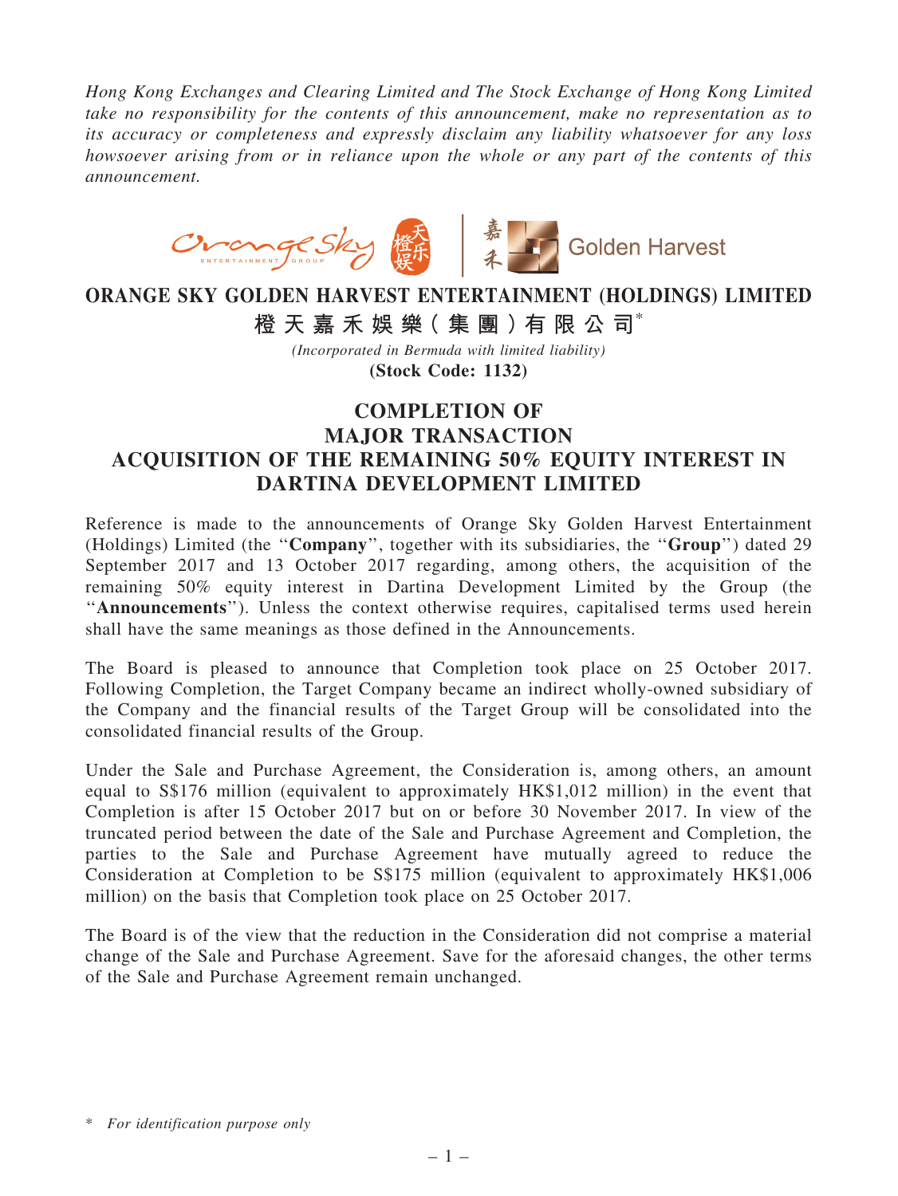*Hong Kong Exchanges and Clearing Limited and The Stock Exchange of Hong Kong Limited take no responsibility for the contents of this announcement, make no representation as to its accuracy or completeness and expressly disclaim any liability whatsoever for any loss howsoever arising from or in reliance upon the whole or any part of the contents of this announcement.*

# ORANGE SKY GOLDEN HARVEST ENTERTAINMENT (HOLDINGS) LIMITED

# 橙天嘉禾娛樂(集團)有限公司*

*(Incorporated in Bermuda with limited liability)*

**(Stock Code: 1132)**

## COMPLETION OF MAJOR TRANSACTION ACQUISITION OF THE REMAINING 50% EQUITY INTEREST IN DARTINA DEVELOPMENT LIMITED

Reference is made to the announcements of Orange Sky Golden Harvest Entertainment (Holdings) Limited (the "**Company**", together with its subsidiaries, the "**Group**") dated 29 September 2017 and 13 October 2017 regarding, among others, the acquisition of the remaining 50% equity interest in Dartina Development Limited by the Group (the "**Announcements**"). Unless the context otherwise requires, capitalised terms used herein shall have the same meanings as those defined in the Announcements.

The Board is pleased to announce that Completion took place on 25 October 2017. Following Completion, the Target Company became an indirect wholly-owned subsidiary of the Company and the financial results of the Target Group will be consolidated into the consolidated financial results of the Group.

Under the Sale and Purchase Agreement, the Consideration is, among others, an amount equal to S$176 million (equivalent to approximately HK$1,012 million) in the event that Completion is after 15 October 2017 but on or before 30 November 2017. In view of the truncated period between the date of the Sale and Purchase Agreement and Completion, the parties to the Sale and Purchase Agreement have mutually agreed to reduce the Consideration at Completion to be S$175 million (equivalent to approximately HK$1,006 million) on the basis that Completion took place on 25 October 2017.

The Board is of the view that the reduction in the Consideration did not comprise a material change of the Sale and Purchase Agreement. Save for the aforesaid changes, the other terms of the Sale and Purchase Agreement remain unchanged.

\* *For identification purpose only*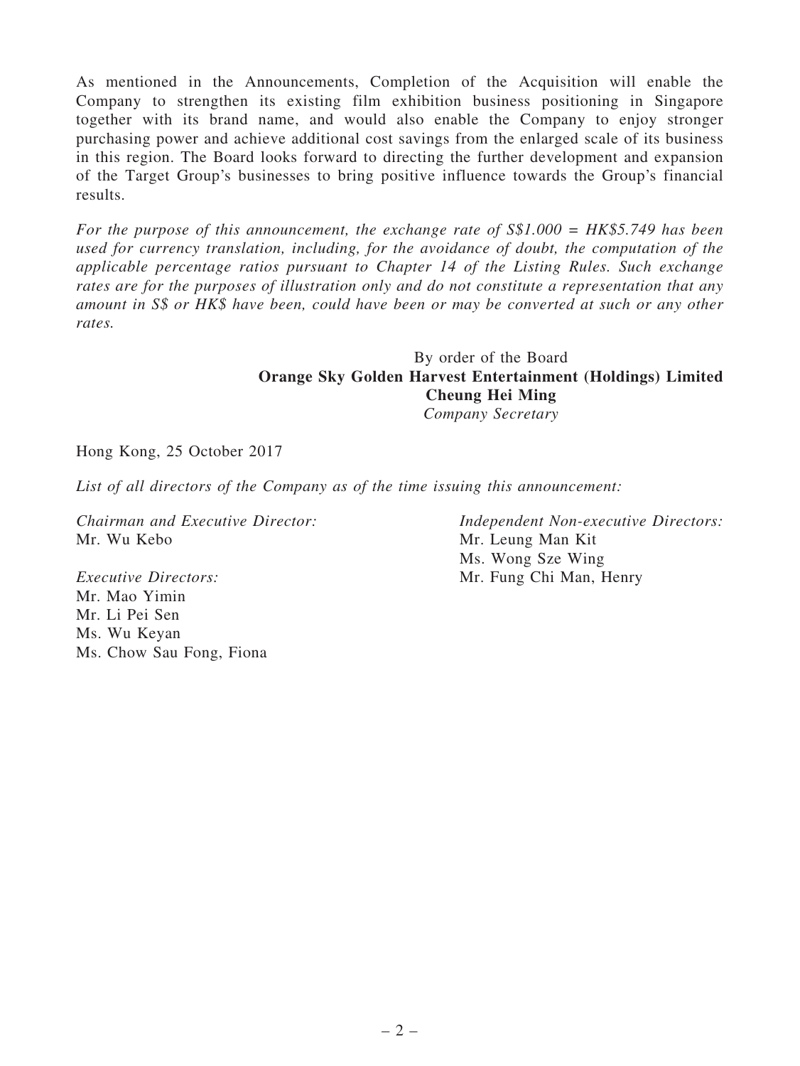As mentioned in the Announcements, Completion of the Acquisition will enable the Company to strengthen its existing film exhibition business positioning in Singapore together with its brand name, and would also enable the Company to enjoy stronger purchasing power and achieve additional cost savings from the enlarged scale of its business in this region. The Board looks forward to directing the further development and expansion of the Target Group's businesses to bring positive influence towards the Group's financial results.

*For the purpose of this announcement, the exchange rate of S$1.000 = HK$5.749 has been used for currency translation, including, for the avoidance of doubt, the computation of the applicable percentage ratios pursuant to Chapter 14 of the Listing Rules. Such exchange rates are for the purposes of illustration only and do not constitute a representation that any amount in S$ or HK$ have been, could have been or may be converted at such or any other rates.*

By order of the Board
**Orange Sky Golden Harvest Entertainment (Holdings) Limited**
**Cheung Hei Ming**
*Company Secretary*

Hong Kong, 25 October 2017

*List of all directors of the Company as of the time issuing this announcement:*

*Chairman and Executive Director:*
Mr. Wu Kebo

*Executive Directors:*
Mr. Mao Yimin
Mr. Li Pei Sen
Ms. Wu Keyan
Ms. Chow Sau Fong, Fiona

*Independent Non-executive Directors:*
Mr. Leung Man Kit
Ms. Wong Sze Wing
Mr. Fung Chi Man, Henry